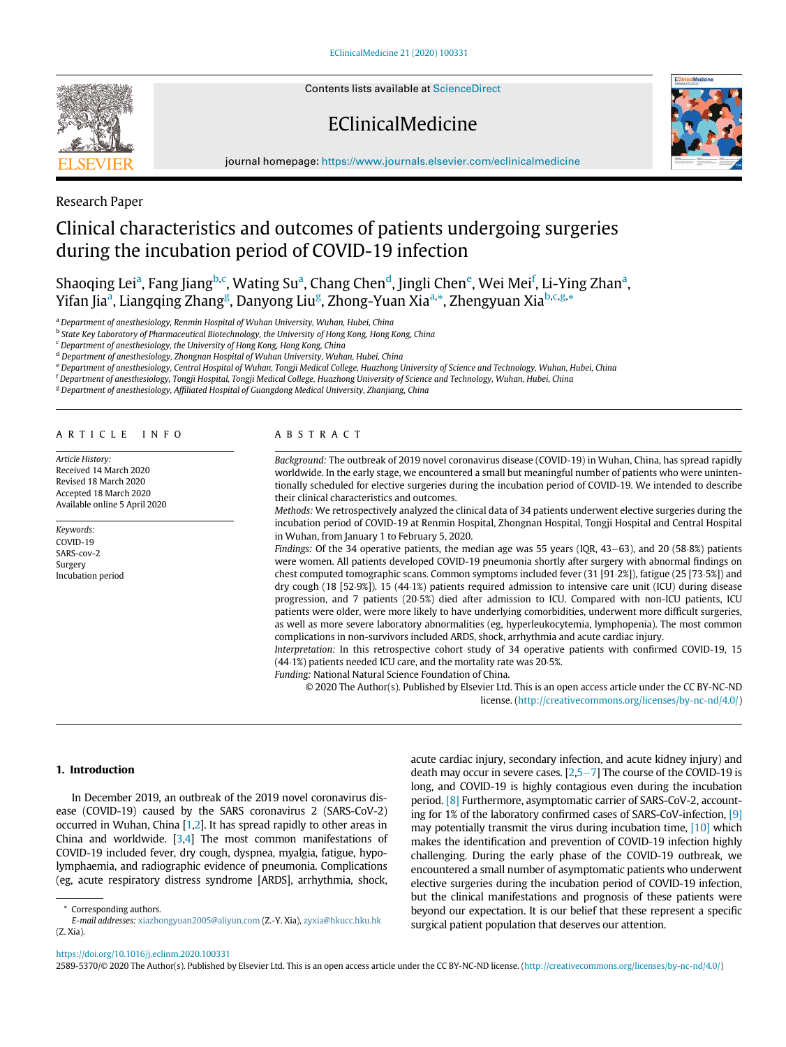Contents lists available at ScienceDirect

# EClinicalMedicine

journal homepage: https://www.journals.elsevier.com/eclinicalmedicine

Research Paper

# Clinical characteristics and outcomes of patients undergoing surgeries during the incubation period of COVID-19 infection

Shaoqing Lei[a], Fang Jiang[b,c], Wating Su[a], Chang Chen[d], Jingli Chen[e], Wei Mei[f], Li-Ying Zhan[a], Yifan Jia[a], Liangqing Zhang[g], Danyong Liu[g], Zhong-Yuan Xia[a,*], Zhengyuan Xia[b,c,g,*]

[a] Department of anesthesiology, Renmin Hospital of Wuhan University, Wuhan, Hubei, China
[b] State Key Laboratory of Pharmaceutical Biotechnology, the University of Hong Kong, Hong Kong, China
[c] Department of anesthesiology, the University of Hong Kong, Hong Kong, China
[d] Department of anesthesiology, Zhongnan Hospital of Wuhan University, Wuhan, Hubei, China
[e] Department of anesthesiology, Central Hospital of Wuhan, Tongji Medical College, Huazhong University of Science and Technology, Wuhan, Hubei, China
[f] Department of anesthesiology, Tongji Hospital, Tongji Medical College, Huazhong University of Science and Technology, Wuhan, Hubei, China
[g] Department of anesthesiology, Affiliated Hospital of Guangdong Medical University, Zhanjiang, China

## ARTICLE INFO

*Article History:*
Received 14 March 2020
Revised 18 March 2020
Accepted 18 March 2020
Available online 5 April 2020

*Keywords:*
COVID-19
SARS-cov-2
Surgery
Incubation period

## ABSTRACT

*Background:* The outbreak of 2019 novel coronavirus disease (COVID-19) in Wuhan, China, has spread rapidly worldwide. In the early stage, we encountered a small but meaningful number of patients who were unintentionally scheduled for elective surgeries during the incubation period of COVID-19. We intended to describe their clinical characteristics and outcomes.

*Methods:* We retrospectively analyzed the clinical data of 34 patients underwent elective surgeries during the incubation period of COVID-19 at Renmin Hospital, Zhongnan Hospital, Tongji Hospital and Central Hospital in Wuhan, from January 1 to February 5, 2020.

*Findings:* Of the 34 operative patients, the median age was 55 years (IQR, 43–63), and 20 (58·8%) patients were women. All patients developed COVID-19 pneumonia shortly after surgery with abnormal findings on chest computed tomographic scans. Common symptoms included fever (31 [91·2%]), fatigue (25 [73·5%]) and dry cough (18 [52·9%]). 15 (44·1%) patients required admission to intensive care unit (ICU) during disease progression, and 7 patients (20·5%) died after admission to ICU. Compared with non-ICU patients, ICU patients were older, were more likely to have underlying comorbidities, underwent more difficult surgeries, as well as more severe laboratory abnormalities (eg, hyperleukocytemia, lymphopenia). The most common complications in non-survivors included ARDS, shock, arrhythmia and acute cardiac injury.

*Interpretation:* In this retrospective cohort study of 34 operative patients with confirmed COVID-19, 15 (44·1%) patients needed ICU care, and the mortality rate was 20·5%.

*Funding:* National Natural Science Foundation of China.

© 2020 The Author(s). Published by Elsevier Ltd. This is an open access article under the CC BY-NC-ND license. (http://creativecommons.org/licenses/by-nc-nd/4.0/)

## 1. Introduction

In December 2019, an outbreak of the 2019 novel coronavirus disease (COVID-19) caused by the SARS coronavirus 2 (SARS-CoV-2) occurred in Wuhan, China [1,2]. It has spread rapidly to other areas in China and worldwide. [3,4] The most common manifestations of COVID-19 included fever, dry cough, dyspnea, myalgia, fatigue, hypolymphaemia, and radiographic evidence of pneumonia. Complications (eg, acute respiratory distress syndrome [ARDS], arrhythmia, shock, acute cardiac injury, secondary infection, and acute kidney injury) and death may occur in severe cases. [2,5–7] The course of the COVID-19 is long, and COVID-19 is highly contagious even during the incubation period. [8] Furthermore, asymptomatic carrier of SARS-CoV-2, accounting for 1% of the laboratory confirmed cases of SARS-CoV-infection, [9] may potentially transmit the virus during incubation time, [10] which makes the identification and prevention of COVID-19 infection highly challenging. During the early phase of the COVID-19 outbreak, we encountered a small number of asymptomatic patients who underwent elective surgeries during the incubation period of COVID-19 infection, but the clinical manifestations and prognosis of these patients were beyond our expectation. It is our belief that these represent a specific surgical patient population that deserves our attention.

\* Corresponding authors.
*E-mail addresses:* xiazhongyuan2005@aliyun.com (Z.-Y. Xia), zyxia@hkucc.hku.hk (Z. Xia).

https://doi.org/10.1016/j.eclinm.2020.100331
2589-5370/© 2020 The Author(s). Published by Elsevier Ltd. This is an open access article under the CC BY-NC-ND license. (http://creativecommons.org/licenses/by-nc-nd/4.0/)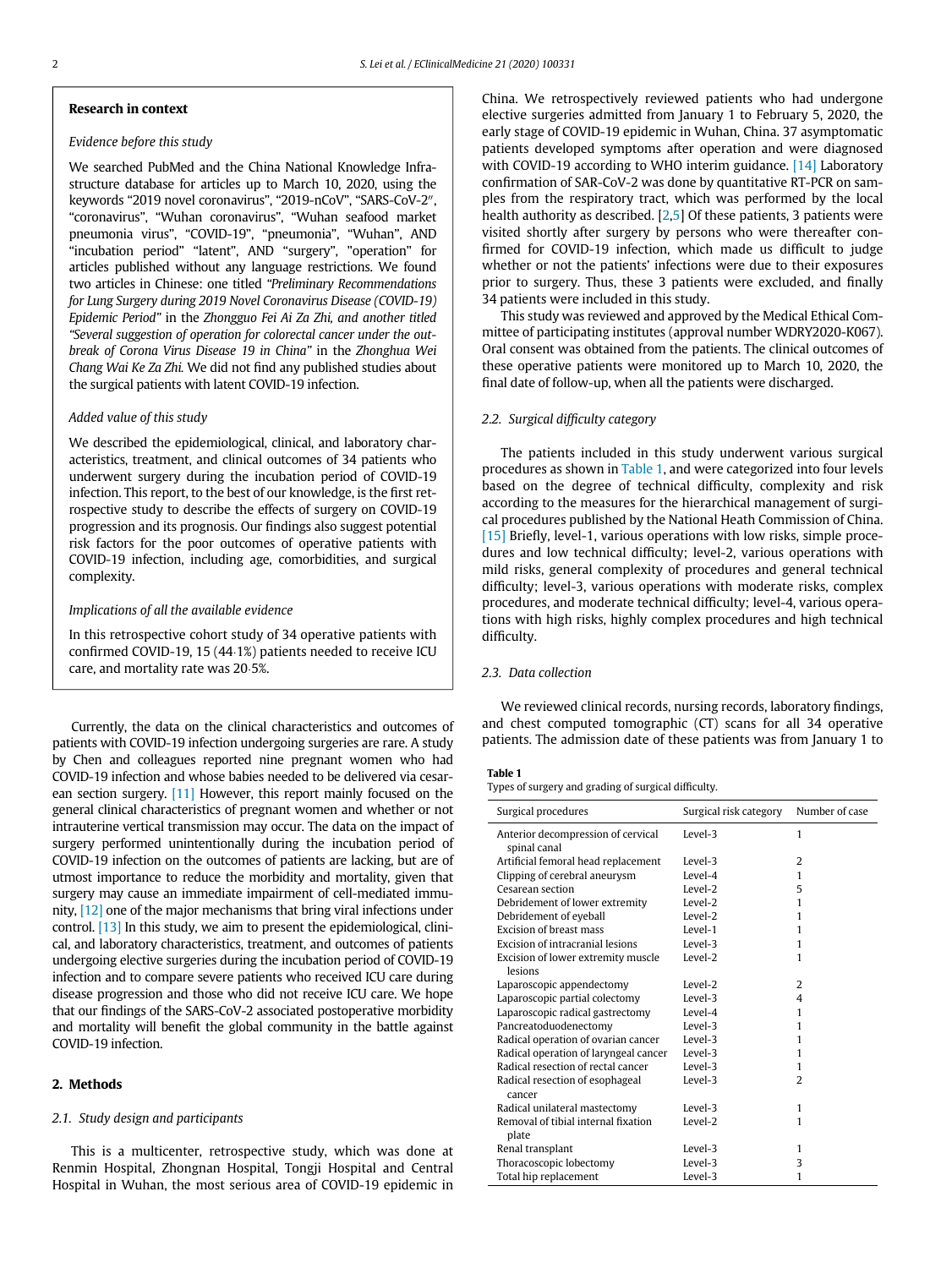**Research in context**

*Evidence before this study*

We searched PubMed and the China National Knowledge Infrastructure database for articles up to March 10, 2020, using the keywords "2019 novel coronavirus", "2019-nCoV", "SARS-CoV-2″, "coronavirus", "Wuhan coronavirus", "Wuhan seafood market pneumonia virus", "COVID-19", "pneumonia", "Wuhan", AND "incubation period" "latent", AND "surgery", "operation" for articles published without any language restrictions. We found two articles in Chinese: one titled *"Preliminary Recommendations for Lung Surgery during 2019 Novel Coronavirus Disease (COVID-19) Epidemic Period"* in the *Zhongguo Fei Ai Za Zhi, and another titled "Several suggestion of operation for colorectal cancer under the outbreak of Corona Virus Disease 19 in China"* in the *Zhonghua Wei Chang Wai Ke Za Zhi.* We did not find any published studies about the surgical patients with latent COVID-19 infection.

*Added value of this study*

We described the epidemiological, clinical, and laboratory characteristics, treatment, and clinical outcomes of 34 patients who underwent surgery during the incubation period of COVID-19 infection. This report, to the best of our knowledge, is the first retrospective study to describe the effects of surgery on COVID-19 progression and its prognosis. Our findings also suggest potential risk factors for the poor outcomes of operative patients with COVID-19 infection, including age, comorbidities, and surgical complexity.

*Implications of all the available evidence*

In this retrospective cohort study of 34 operative patients with confirmed COVID-19, 15 (44·1%) patients needed to receive ICU care, and mortality rate was 20·5%.

Currently, the data on the clinical characteristics and outcomes of patients with COVID-19 infection undergoing surgeries are rare. A study by Chen and colleagues reported nine pregnant women who had COVID-19 infection and whose babies needed to be delivered via cesarean section surgery. [11] However, this report mainly focused on the general clinical characteristics of pregnant women and whether or not intrauterine vertical transmission may occur. The data on the impact of surgery performed unintentionally during the incubation period of COVID-19 infection on the outcomes of patients are lacking, but are of utmost importance to reduce the morbidity and mortality, given that surgery may cause an immediate impairment of cell-mediated immunity, [12] one of the major mechanisms that bring viral infections under control. [13] In this study, we aim to present the epidemiological, clinical, and laboratory characteristics, treatment, and outcomes of patients undergoing elective surgeries during the incubation period of COVID-19 infection and to compare severe patients who received ICU care during disease progression and those who did not receive ICU care. We hope that our findings of the SARS-CoV-2 associated postoperative morbidity and mortality will benefit the global community in the battle against COVID-19 infection.

## 2. Methods

### 2.1. Study design and participants

This is a multicenter, retrospective study, which was done at Renmin Hospital, Zhongnan Hospital, Tongji Hospital and Central Hospital in Wuhan, the most serious area of COVID-19 epidemic in China. We retrospectively reviewed patients who had undergone elective surgeries admitted from January 1 to February 5, 2020, the early stage of COVID-19 epidemic in Wuhan, China. 37 asymptomatic patients developed symptoms after operation and were diagnosed with COVID-19 according to WHO interim guidance. [14] Laboratory confirmation of SARS-CoV-2 was done by quantitative RT-PCR on samples from the respiratory tract, which was performed by the local health authority as described. [2,5] Of these patients, 3 patients were visited shortly after surgery by persons who were thereafter confirmed for COVID-19 infection, which made us difficult to judge whether or not the patients' infections were due to their exposures prior to surgery. Thus, these 3 patients were excluded, and finally 34 patients were included in this study.

This study was reviewed and approved by the Medical Ethical Committee of participating institutes (approval number WDRY2020-K067). Oral consent was obtained from the patients. The clinical outcomes of these operative patients were monitored up to March 10, 2020, the final date of follow-up, when all the patients were discharged.

### 2.2. Surgical difficulty category

The patients included in this study underwent various surgical procedures as shown in Table 1, and were categorized into four levels based on the degree of technical difficulty, complexity and risk according to the measures for the hierarchical management of surgical procedures published by the National Heath Commission of China. [15] Briefly, level-1, various operations with low risks, simple procedures and low technical difficulty; level-2, various operations with mild risks, general complexity of procedures and general technical difficulty; level-3, various operations with moderate risks, complex procedures, and moderate technical difficulty; level-4, various operations with high risks, highly complex procedures and high technical difficulty.

### 2.3. Data collection

We reviewed clinical records, nursing records, laboratory findings, and chest computed tomographic (CT) scans for all 34 operative patients. The admission date of these patients was from January 1 to

**Table 1**
Types of surgery and grading of surgical difficulty.

| Surgical procedures | Surgical risk category | Number of case |
|---|---|---|
| Anterior decompression of cervical spinal canal | Level-3 | 1 |
| Artificial femoral head replacement | Level-3 | 2 |
| Clipping of cerebral aneurysm | Level-4 | 1 |
| Cesarean section | Level-2 | 5 |
| Debridement of lower extremity | Level-2 | 1 |
| Debridement of eyeball | Level-2 | 1 |
| Excision of breast mass | Level-1 | 1 |
| Excision of intracranial lesions | Level-3 | 1 |
| Excision of lower extremity muscle lesions | Level-2 | 1 |
| Laparoscopic appendectomy | Level-2 | 2 |
| Laparoscopic partial colectomy | Level-3 | 4 |
| Laparoscopic radical gastrectomy | Level-4 | 1 |
| Pancreatoduodenectomy | Level-3 | 1 |
| Radical operation of ovarian cancer | Level-3 | 1 |
| Radical operation of laryngeal cancer | Level-3 | 1 |
| Radical resection of rectal cancer | Level-3 | 1 |
| Radical resection of esophageal cancer | Level-3 | 2 |
| Radical unilateral mastectomy | Level-3 | 1 |
| Removal of tibial internal fixation plate | Level-2 | 1 |
| Renal transplant | Level-3 | 1 |
| Thoracoscopic lobectomy | Level-3 | 3 |
| Total hip replacement | Level-3 | 1 |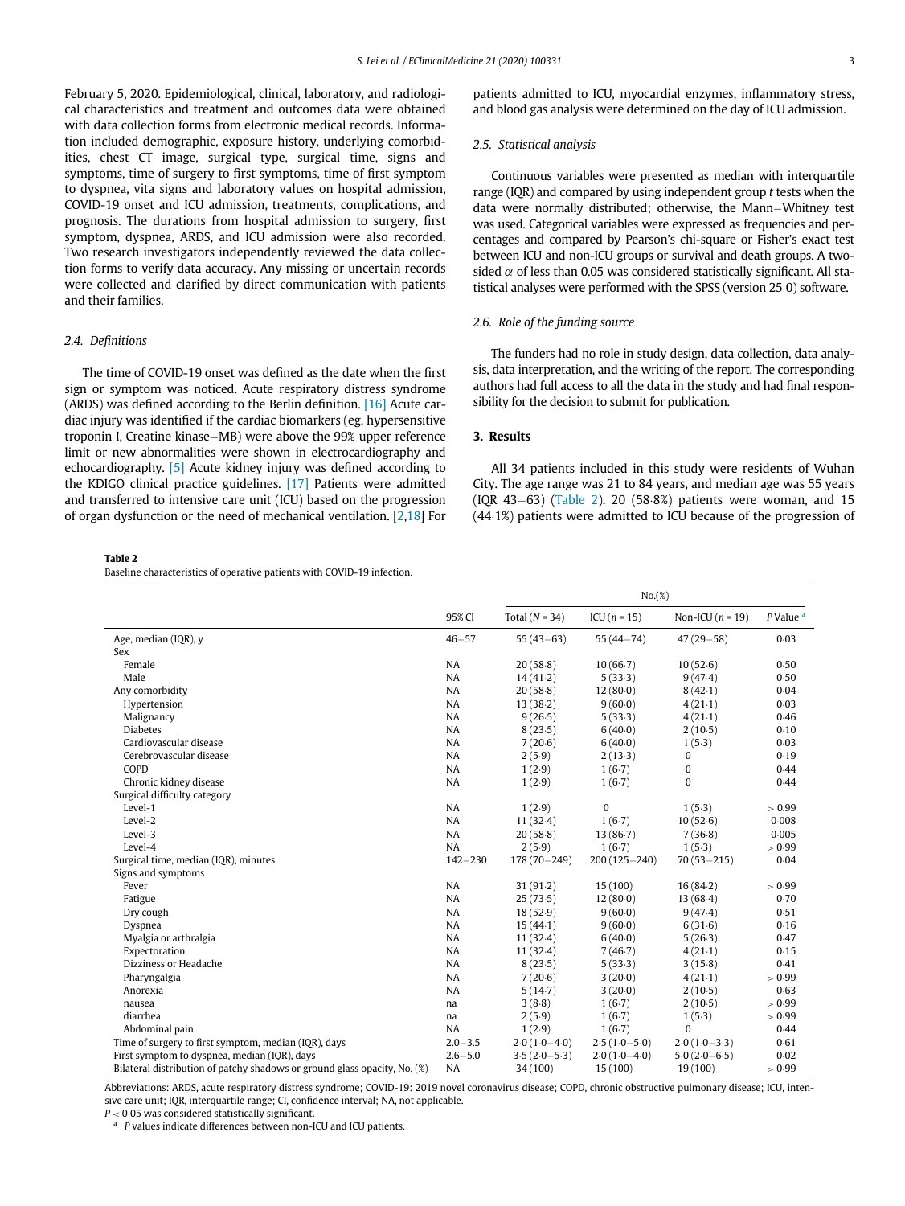February 5, 2020. Epidemiological, clinical, laboratory, and radiological characteristics and treatment and outcomes data were obtained with data collection forms from electronic medical records. Information included demographic, exposure history, underlying comorbidities, chest CT image, surgical type, surgical time, signs and symptoms, time of surgery to first symptoms, time of first symptom to dyspnea, vita signs and laboratory values on hospital admission, COVID-19 onset and ICU admission, treatments, complications, and prognosis. The durations from hospital admission to surgery, first symptom, dyspnea, ARDS, and ICU admission were also recorded. Two research investigators independently reviewed the data collection forms to verify data accuracy. Any missing or uncertain records were collected and clarified by direct communication with patients and their families.

### 2.4. Definitions

The time of COVID-19 onset was defined as the date when the first sign or symptom was noticed. Acute respiratory distress syndrome (ARDS) was defined according to the Berlin definition. [16] Acute cardiac injury was identified if the cardiac biomarkers (eg, hypersensitive troponin I, Creatine kinase–MB) were above the 99% upper reference limit or new abnormalities were shown in electrocardiography and echocardiography. [5] Acute kidney injury was defined according to the KDIGO clinical practice guidelines. [17] Patients were admitted and transferred to intensive care unit (ICU) based on the progression of organ dysfunction or the need of mechanical ventilation. [2,18] For patients admitted to ICU, myocardial enzymes, inflammatory stress, and blood gas analysis were determined on the day of ICU admission.

### 2.5. Statistical analysis

Continuous variables were presented as median with interquartile range (IQR) and compared by using independent group *t* tests when the data were normally distributed; otherwise, the Mann–Whitney test was used. Categorical variables were expressed as frequencies and percentages and compared by Pearson's chi-square or Fisher's exact test between ICU and non-ICU groups or survival and death groups. A two-sided $\alpha$ of less than 0.05 was considered statistically significant. All statistical analyses were performed with the SPSS (version 25·0) software.

### 2.6. Role of the funding source

The funders had no role in study design, data collection, data analysis, data interpretation, and the writing of the report. The corresponding authors had full access to all the data in the study and had final responsibility for the decision to submit for publication.

## 3. Results

All 34 patients included in this study were residents of Wuhan City. The age range was 21 to 84 years, and median age was 55 years (IQR 43–63) (Table 2). 20 (58·8%) patients were woman, and 15 (44·1%) patients were admitted to ICU because of the progression of

**Table 2**
Baseline characteristics of operative patients with COVID-19 infection.

| | | No.(%) | | | |
|---|---|---|---|---|---|
| | 95% CI | Total (N = 34) | ICU (n = 15) | Non-ICU (n = 19) | P Value [a] |
| Age, median (IQR), y | 46–57 | 55 (43–63) | 55 (44–74) | 47 (29–58) | 0·03 |
| Sex | | | | | |
| Female | NA | 20 (58·8) | 10 (66·7) | 10 (52·6) | 0·50 |
| Male | NA | 14 (41·2) | 5 (33·3) | 9 (47·4) | 0·50 |
| Any comorbidity | NA | 20 (58·8) | 12 (80·0) | 8 (42·1) | 0·04 |
| Hypertension | NA | 13 (38·2) | 9 (60·0) | 4 (21·1) | 0·03 |
| Malignancy | NA | 9 (26·5) | 5 (33·3) | 4 (21·1) | 0·46 |
| Diabetes | NA | 8 (23·5) | 6 (40·0) | 2 (10·5) | 0·10 |
| Cardiovascular disease | NA | 7 (20·6) | 6 (40·0) | 1 (5·3) | 0·03 |
| Cerebrovascular disease | NA | 2 (5·9) | 2 (13·3) | 0 | 0·19 |
| COPD | NA | 1 (2·9) | 1 (6·7) | 0 | 0·44 |
| Chronic kidney disease | NA | 1 (2·9) | 1 (6·7) | 0 | 0·44 |
| Surgical difficulty category | | | | | |
| Level-1 | NA | 1 (2·9) | 0 | 1 (5·3) | > 0·99 |
| Level-2 | NA | 11 (32·4) | 1 (6·7) | 10 (52·6) | 0·008 |
| Level-3 | NA | 20 (58·8) | 13 (86·7) | 7 (36·8) | 0·005 |
| Level-4 | NA | 2 (5·9) | 1 (6·7) | 1 (5·3) | > 0·99 |
| Surgical time, median (IQR), minutes | 142–230 | 178 (70–249) | 200 (125–240) | 70 (53–215) | 0·04 |
| Signs and symptoms | | | | | |
| Fever | NA | 31 (91·2) | 15 (100) | 16 (84·2) | > 0·99 |
| Fatigue | NA | 25 (73·5) | 12 (80·0) | 13 (68·4) | 0·70 |
| Dry cough | NA | 18 (52·9) | 9 (60·0) | 9 (47·4) | 0·51 |
| Dyspnea | NA | 15 (44·1) | 9 (60·0) | 6 (31·6) | 0·16 |
| Myalgia or arthralgia | NA | 11 (32·4) | 6 (40·0) | 5 (26·3) | 0·47 |
| Expectoration | NA | 11 (32·4) | 7 (46·7) | 4 (21·1) | 0·15 |
| Dizziness or Headache | NA | 8 (23·5) | 5 (33·3) | 3 (15·8) | 0·41 |
| Pharyngalgia | NA | 7 (20·6) | 3 (20·0) | 4 (21·1) | > 0·99 |
| Anorexia | NA | 5 (14·7) | 3 (20·0) | 2 (10·5) | 0·63 |
| nausea | na | 3 (8·8) | 1 (6·7) | 2 (10·5) | > 0·99 |
| diarrhea | na | 2 (5·9) | 1 (6·7) | 1 (5·3) | > 0·99 |
| Abdominal pain | NA | 1 (2·9) | 1 (6·7) | 0 | 0·44 |
| Time of surgery to first symptom, median (IQR), days | 2.0–3.5 | 2·0 (1·0–4·0) | 2·5 (1·0–5·0) | 2·0 (1·0–3·3) | 0·61 |
| First symptom to dyspnea, median (IQR), days | 2.6–5.0 | 3·5 (2·0–5·3) | 2·0 (1·0–4·0) | 5·0 (2·0–6·5) | 0·02 |
| Bilateral distribution of patchy shadows or ground glass opacity, No. (%) | NA | 34 (100) | 15 (100) | 19 (100) | > 0·99 |

Abbreviations: ARDS, acute respiratory distress syndrome; COVID-19: 2019 novel coronavirus disease; COPD, chronic obstructive pulmonary disease; ICU, intensive care unit; IQR, interquartile range; CI, confidence interval; NA, not applicable.

$P < 0.05$ was considered statistically significant.

[a] P values indicate differences between non-ICU and ICU patients.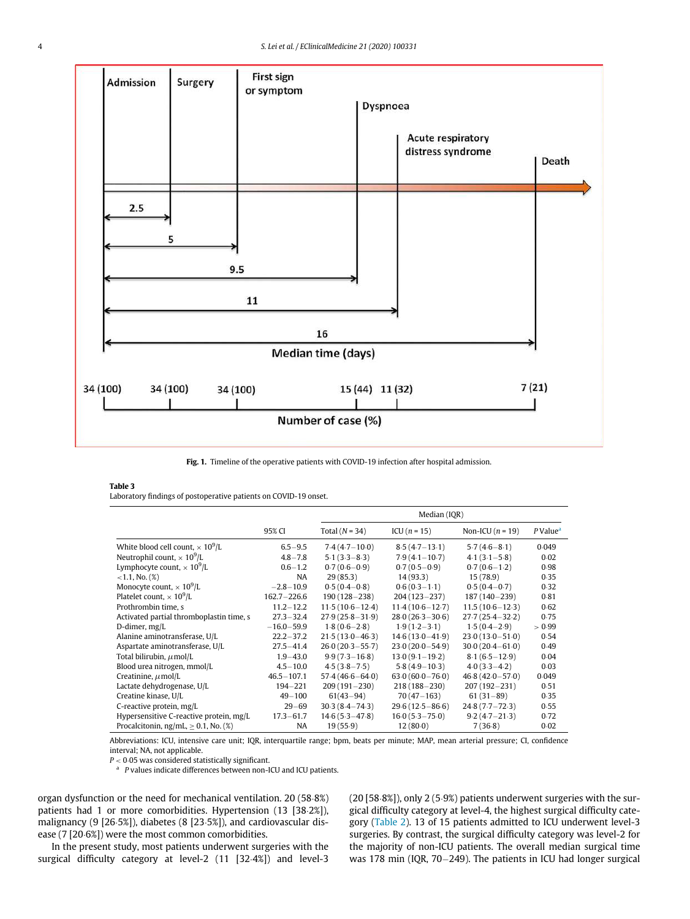Fig. 1. Timeline of the operative patients with COVID-19 infection after hospital admission.

**Table 3**
Laboratory findings of postoperative patients on COVID-19 onset.

| | 95% CI | Median (IQR) | | | |
|---|---|---|---|---|---|
| | | Total (N = 34) | ICU (n = 15) | Non-ICU (n = 19) | P Value[a] |
| White blood cell count, × $10^9$/L | 6.5–9.5 | 7.4 (4.7–10.0) | 8.5 (4.7–13.1) | 5.7 (4.6–8.1) | 0.049 |
| Neutrophil count, × $10^9$/L | 4.8–7.8 | 5.1 (3.3–8.3) | 7.9 (4.1–10.7) | 4.1 (3.1–5.8) | 0.02 |
| Lymphocyte count, × $10^9$/L | 0.6–1.2 | 0.7 (0.6–0.9) | 0.7 (0.5–0.9) | 0.7 (0.6–1.2) | 0.98 |
| <1.1, No. (%) | NA | 29 (85.3) | 14 (93.3) | 15 (78.9) | 0.35 |
| Monocyte count, × $10^9$/L | −2.8–10.9 | 0.5 (0.4–0.8) | 0.6 (0.3–1.1) | 0.5 (0.4–0.7) | 0.32 |
| Platelet count, × $10^9$/L | 162.7–226.6 | 190 (128–238) | 204 (123–237) | 187 (140–239) | 0.81 |
| Prothrombin time, s | 11.2–12.2 | 11.5 (10.6–12.4) | 11.4 (10.6–12.7) | 11.5 (10.6–12.3) | 0.62 |
| Activated partial thromboplastin time, s | 27.3–32.4 | 27.9 (25.8–31.9) | 28.0 (26.3–30.6) | 27.7 (25.4–32.2) | 0.75 |
| D-dimer, mg/L | −16.0–59.9 | 1.8 (0.6–2.8) | 1.9 (1.2–3.1) | 1.5 (0.4–2.9) | > 0.99 |
| Alanine aminotransferase, U/L | 22.2–37.2 | 21.5 (13.0–46.3) | 14.6 (13.0–41.9) | 23.0 (13.0–51.0) | 0.54 |
| Aspartate aminotransferase, U/L | 27.5–41.4 | 26.0 (20.3–55.7) | 23.0 (20.0–54.9) | 30.0 (20.4–61.0) | 0.49 |
| Total bilirubin, μmol/L | 1.9–43.0 | 9.9 (7.3–16.8) | 13.0 (9.1–19.2) | 8.1 (6.5–12.9) | 0.04 |
| Blood urea nitrogen, mmol/L | 4.5–10.0 | 4.5 (3.8–7.5) | 5.8 (4.9–10.3) | 4.0 (3.3–4.2) | 0.03 |
| Creatinine, μmol/L | 46.5–107.1 | 57.4 (46.6–64.0) | 63.0 (60.0–76.0) | 46.8 (42.0–57.0) | 0.049 |
| Lactate dehydrogenase, U/L | 194–221 | 209 (191–230) | 218 (188–230) | 207 (192–231) | 0.51 |
| Creatine kinase, U/L | 49–100 | 61(43–94) | 70 (47–163) | 61 (31–89) | 0.35 |
| C-reactive protein, mg/L | 29–69 | 30.3 (8.4–74.3) | 29.6 (12.5–86.6) | 24.8 (7.7–72.3) | 0.55 |
| Hypersensitive C-reactive protein, mg/L | 17.3–61.7 | 14.6 (5.3–47.8) | 16.0 (5.3–75.0) | 9.2 (4.7–21.3) | 0.72 |
| Procalcitonin, ng/mL, ≥ 0.1, No. (%) | NA | 19 (55.9) | 12 (80.0) | 7 (36.8) | 0.02 |

Abbreviations: ICU, intensive care unit; IQR, interquartile range; bpm, beats per minute; MAP, mean arterial pressure; CI, confidence interval; NA, not applicable.
$P < 0.05$ was considered statistically significant.
[a] P values indicate differences between non-ICU and ICU patients.

organ dysfunction or the need for mechanical ventilation. 20 (58.8%) patients had 1 or more comorbidities. Hypertension (13 [38.2%]), malignancy (9 [26.5%]), diabetes (8 [23.5%]), and cardiovascular disease (7 [20.6%]) were the most common comorbidities.

In the present study, most patients underwent surgeries with the surgical difficulty category at level-2 (11 [32.4%]) and level-3 (20 [58.8%]), only 2 (5.9%) patients underwent surgeries with the surgical difficulty category at level-4, the highest surgical difficulty category (Table 2). 13 of 15 patients admitted to ICU underwent level-3 surgeries. By contrast, the surgical difficulty category was level-2 for the majority of non-ICU patients. The overall median surgical time was 178 min (IQR, 70–249). The patients in ICU had longer surgical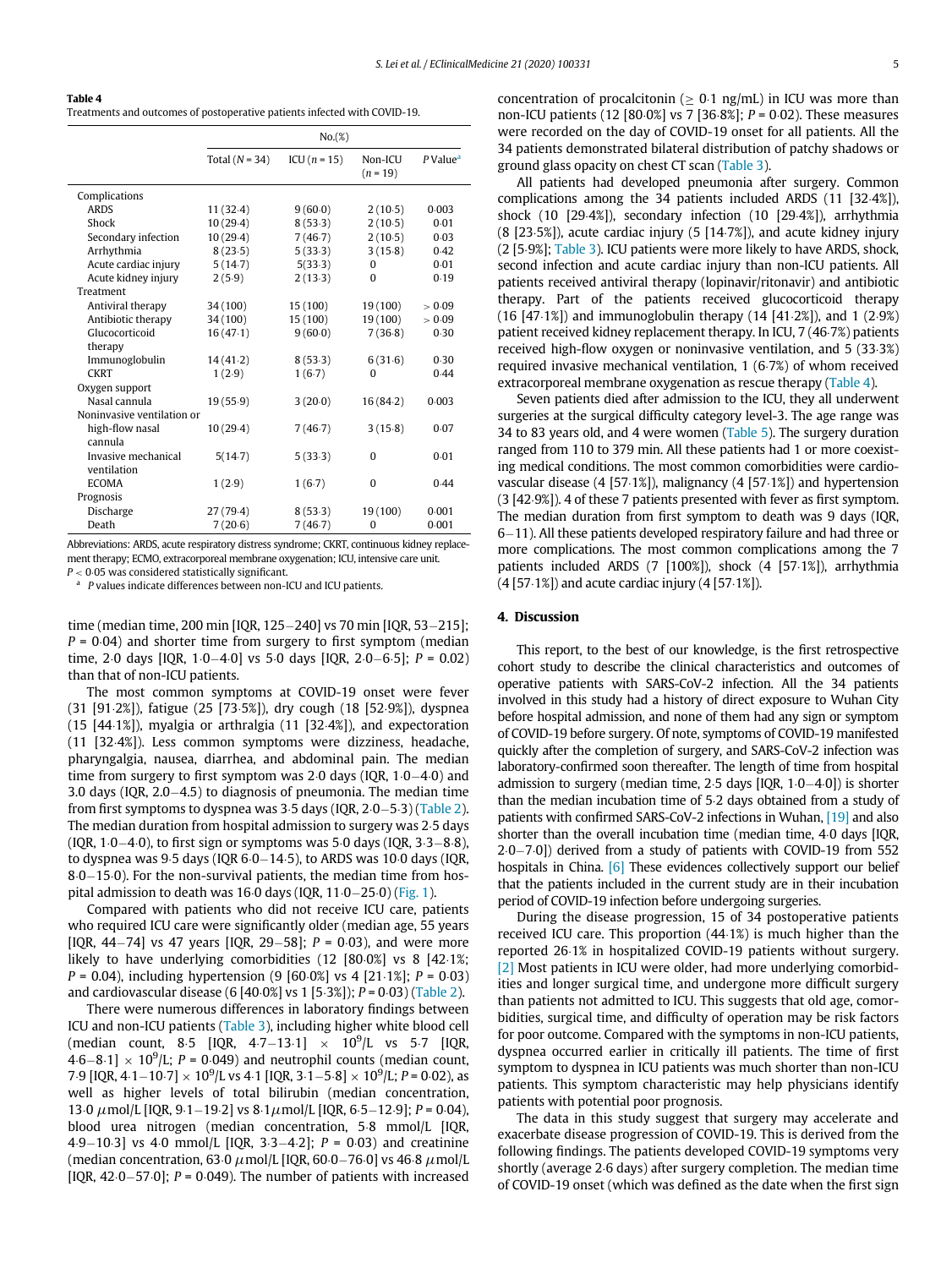**Table 4**
Treatments and outcomes of postoperative patients infected with COVID-19.

| | No.(%) | | | |
|---|---|---|---|---|
| | Total (N = 34) | ICU (n = 15) | Non-ICU (n = 19) | P Value[a] |
| Complications | | | | |
| ARDS | 11 (32·4) | 9 (60·0) | 2 (10·5) | 0·003 |
| Shock | 10 (29·4) | 8 (53·3) | 2 (10·5) | 0·01 |
| Secondary infection | 10 (29·4) | 7 (46·7) | 2 (10·5) | 0·03 |
| Arrhythmia | 8 (23·5) | 5 (33·3) | 3 (15·8) | 0·42 |
| Acute cardiac injury | 5 (14·7) | 5(33·3) | 0 | 0·01 |
| Acute kidney injury | 2 (5·9) | 2 (13·3) | 0 | 0·19 |
| Treatment | | | | |
| Antiviral therapy | 34 (100) | 15 (100) | 19 (100) | > 0·09 |
| Antibiotic therapy | 34 (100) | 15 (100) | 19 (100) | > 0·09 |
| Glucocorticoid therapy | 16 (47·1) | 9 (60·0) | 7 (36·8) | 0·30 |
| Immunoglobulin | 14 (41·2) | 8 (53·3) | 6 (31·6) | 0·30 |
| CKRT | 1 (2·9) | 1 (6·7) | 0 | 0·44 |
| Oxygen support | | | | |
| Nasal cannula | 19 (55·9) | 3 (20·0) | 16 (84·2) | 0·003 |
| Noninvasive ventilation or high-flow nasal cannula | 10 (29·4) | 7 (46·7) | 3 (15·8) | 0·07 |
| Invasive mechanical ventilation | 5(14·7) | 5 (33·3) | 0 | 0·01 |
| ECOMA | 1 (2·9) | 1 (6·7) | 0 | 0·44 |
| Prognosis | | | | |
| Discharge | 27 (79·4) | 8 (53·3) | 19 (100) | 0·001 |
| Death | 7 (20·6) | 7 (46·7) | 0 | 0·001 |

Abbreviations: ARDS, acute respiratory distress syndrome; CKRT, continuous kidney replacement therapy; ECMO, extracorporeal membrane oxygenation; ICU, intensive care unit.
$P < 0.05$ was considered statistically significant.
[a] P values indicate differences between non-ICU and ICU patients.

time (median time, 200 min [IQR, 125–240] vs 70 min [IQR, 53–215]; P = 0·04) and shorter time from surgery to first symptom (median time, 2·0 days [IQR, 1·0–4·0] vs 5·0 days [IQR, 2·0–6·5]; P = 0·02) than that of non-ICU patients.

The most common symptoms at COVID-19 onset were fever (31 [91·2%]), fatigue (25 [73·5%]), dry cough (18 [52·9%]), dyspnea (15 [44·1%]), myalgia or arthralgia (11 [32·4%]), and expectoration (11 [32·4%]). Less common symptoms were dizziness, headache, pharyngalgia, nausea, diarrhea, and abdominal pain. The median time from surgery to first symptom was 2·0 days (IQR, 1·0–4·0) and 3·0 days (IQR, 2·0–4·5) to diagnosis of pneumonia. The median time from first symptoms to dyspnea was 3·5 days (IQR, 2·0–5·3) (Table 2). The median duration from hospital admission to surgery was 2·5 days (IQR, 1·0–4·0), to first sign or symptoms was 5·0 days (IQR, 3·3–8·8), to dyspnea was 9·5 days (IQR 6·0–14·5), to ARDS was 10·0 days (IQR, 8·0–15·0). For the non-survival patients, the median time from hospital admission to death was 16·0 days (IQR, 11·0–25·0) (Fig. 1).

Compared with patients who did not receive ICU care, patients who required ICU care were significantly older (median age, 55 years [IQR, 44–74] vs 47 years [IQR, 29–58]; P = 0·03), and were more likely to have underlying comorbidities (12 [80·0%] vs 8 [42·1%; P = 0·04), including hypertension (9 [60·0%] vs 4 [21·1%]; P = 0·03) and cardiovascular disease (6 [40·0%] vs 1 [5·3%]); P = 0·03) (Table 2).

There were numerous differences in laboratory findings between ICU and non-ICU patients (Table 3), including higher white blood cell (median count, 8·5 [IQR, 4·7–13·1] $\times$ $10^9$/L vs 5·7 [IQR, 4·6–8·1] $\times$ $10^9$/L; P = 0·049) and neutrophil counts (median count, 7·9 [IQR, 4·1–10·7] $\times$ $10^9$/L vs 4·1 [IQR, 3·1–5·8] $\times$ $10^9$/L; P = 0·02), as well as higher levels of total bilirubin (median concentration, 13·0 $\mu$mol/L [IQR, 9·1–19·2] vs 8·1$\mu$mol/L [IQR, 6·5–12·9]; P = 0·04), blood urea nitrogen (median concentration, 5·8 mmol/L [IQR, 4·9–10·3] vs 4·0 mmol/L [IQR, 3·3–4·2]; P = 0·03) and creatinine (median concentration, 63·0 $\mu$mol/L [IQR, 60·0–76·0] vs 46·8 $\mu$mol/L [IQR, 42·0–57·0]; P = 0·049). The number of patients with increased concentration of procalcitonin ($\geq$ 0·1 ng/mL) in ICU was more than non-ICU patients (12 [80·0%] vs 7 [36·8%]; P = 0·02). These measures were recorded on the day of COVID-19 onset for all patients. All the 34 patients demonstrated bilateral distribution of patchy shadows or ground glass opacity on chest CT scan (Table 3).

All patients had developed pneumonia after surgery. Common complications among the 34 patients included ARDS (11 [32·4%]), shock (10 [29·4%]), secondary infection (10 [29·4%]), arrhythmia (8 [23·5%]), acute cardiac injury (5 [14·7%]), and acute kidney injury (2 [5·9%]; Table 3). ICU patients were more likely to have ARDS, shock, second infection and acute cardiac injury than non-ICU patients. All patients received antiviral therapy (lopinavir/ritonavir) and antibiotic therapy. Part of the patients received glucocorticoid therapy (16 [47·1%]) and immunoglobulin therapy (14 [41·2%]), and 1 (2·9%) patient received kidney replacement therapy. In ICU, 7 (46·7%) patients received high-flow oxygen or noninvasive ventilation, and 5 (33·3%) required invasive mechanical ventilation, 1 (6·7%) of whom received extracorporeal membrane oxygenation as rescue therapy (Table 4).

Seven patients died after admission to the ICU, they all underwent surgeries at the surgical difficulty category level-3. The age range was 34 to 83 years old, and 4 were women (Table 5). The surgery duration ranged from 110 to 379 min. All these patients had 1 or more coexisting medical conditions. The most common comorbidities were cardiovascular disease (4 [57·1%]), malignancy (4 [57·1%]) and hypertension (3 [42·9%]). 4 of these 7 patients presented with fever as first symptom. The median duration from first symptom to death was 9 days (IQR, 6–11). All these patients developed respiratory failure and had three or more complications. The most common complications among the 7 patients included ARDS (7 [100%]), shock (4 [57·1%]), arrhythmia (4 [57·1%]) and acute cardiac injury (4 [57·1%]).

## 4. Discussion

This report, to the best of our knowledge, is the first retrospective cohort study to describe the clinical characteristics and outcomes of operative patients with SARS-CoV-2 infection. All the 34 patients involved in this study had a history of direct exposure to Wuhan City before hospital admission, and none of them had any sign or symptom of COVID-19 before surgery. Of note, symptoms of COVID-19 manifested quickly after the completion of surgery, and SARS-CoV-2 infection was laboratory-confirmed soon thereafter. The length of time from hospital admission to surgery (median time, 2·5 days [IQR, 1·0–4·0]) is shorter than the median incubation time of 5·2 days obtained from a study of patients with confirmed SARS-CoV-2 infections in Wuhan, [19] and also shorter than the overall incubation time (median time, 4·0 days [IQR, 2·0–7·0]) derived from a study of patients with COVID-19 from 552 hospitals in China. [6] These evidences collectively support our belief that the patients included in the current study are in their incubation period of COVID-19 infection before undergoing surgeries.

During the disease progression, 15 of 34 postoperative patients received ICU care. This proportion (44·1%) is much higher than the reported 26·1% in hospitalized COVID-19 patients without surgery. [2] Most patients in ICU were older, had more underlying comorbidities and longer surgical time, and undergone more difficult surgery than patients not admitted to ICU. This suggests that old age, comorbidities, surgical time, and difficulty of operation may be risk factors for poor outcome. Compared with the symptoms in non-ICU patients, dyspnea occurred earlier in critically ill patients. The time of first symptom to dyspnea in ICU patients was much shorter than non-ICU patients. This symptom characteristic may help physicians identify patients with potential poor prognosis.

The data in this study suggest that surgery may accelerate and exacerbate disease progression of COVID-19. This is derived from the following findings. The patients developed COVID-19 symptoms very shortly (average 2·6 days) after surgery completion. The median time of COVID-19 onset (which was defined as the date when the first sign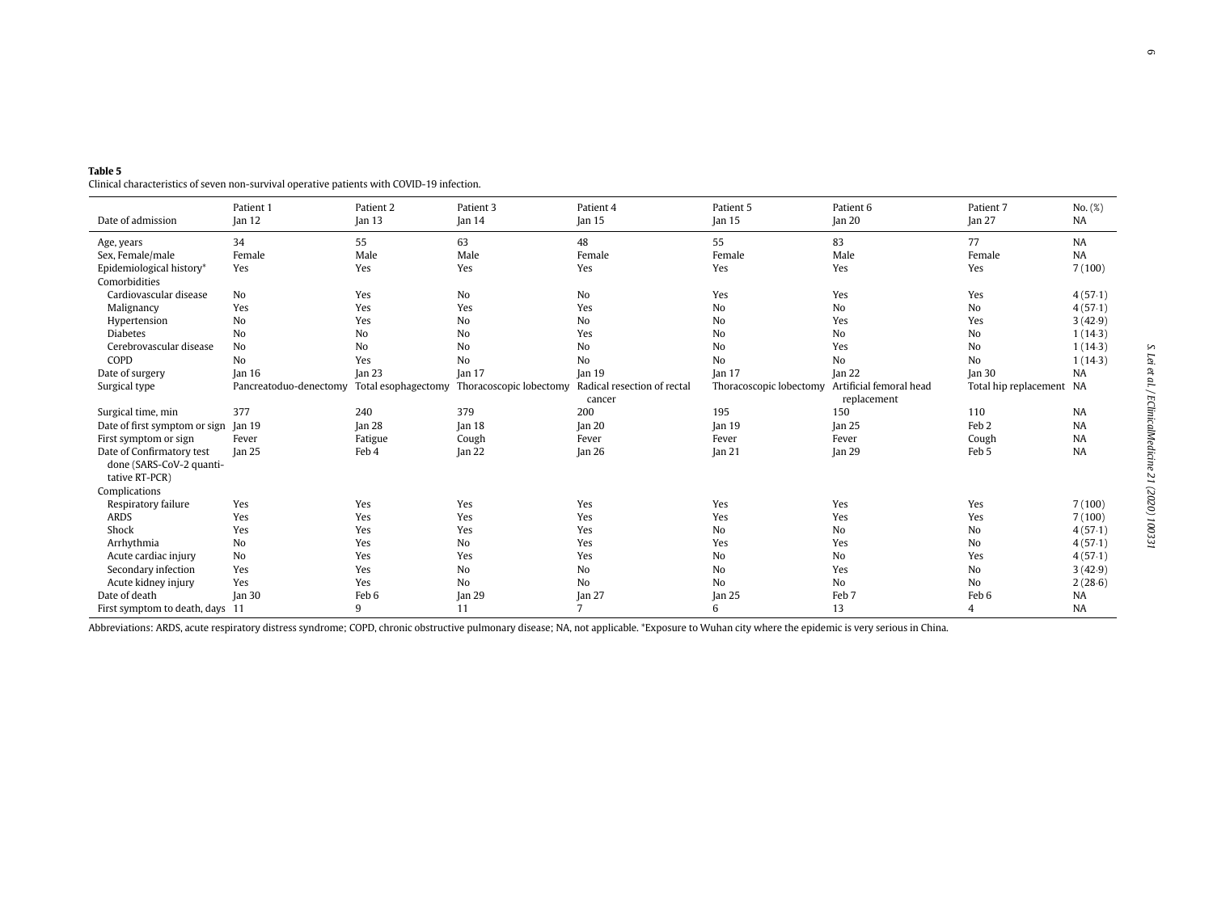**Table 5**
Clinical characteristics of seven non-survival operative patients with COVID-19 infection.

| Date of admission | Patient 1<br>Jan 12 | Patient 2<br>Jan 13 | Patient 3<br>Jan 14 | Patient 4<br>Jan 15 | Patient 5<br>Jan 15 | Patient 6<br>Jan 20 | Patient 7<br>Jan 27 | No. (%)<br>NA |
|---|---|---|---|---|---|---|---|---|
| Age, years | 34 | 55 | 63 | 48 | 55 | 83 | 77 | NA |
| Sex, Female/male | Female | Male | Male | Female | Female | Male | Female | NA |
| Epidemiological history* | Yes | Yes | Yes | Yes | Yes | Yes | Yes | 7 (100) |
| Comorbidities | | | | | | | | |
| Cardiovascular disease | No | Yes | No | No | Yes | Yes | Yes | 4 (57·1) |
| Malignancy | Yes | Yes | Yes | Yes | No | No | No | 4 (57·1) |
| Hypertension | No | Yes | No | No | No | Yes | Yes | 3 (42·9) |
| Diabetes | No | No | No | Yes | No | No | No | 1 (14·3) |
| Cerebrovascular disease | No | No | No | No | No | Yes | No | 1 (14·3) |
| COPD | No | Yes | No | No | No | No | No | 1 (14·3) |
| Date of surgery | Jan 16 | Jan 23 | Jan 17 | Jan 19 | Jan 17 | Jan 22 | Jan 30 | NA |
| Surgical type | Pancreatoduo-denectomy | Total esophagectomy | Thoracoscopic lobectomy | Radical resection of rectal cancer | Thoracoscopic lobectomy | Artificial femoral head replacement | Total hip replacement | NA |
| Surgical time, min | 377 | 240 | 379 | 200 | 195 | 150 | 110 | NA |
| Date of first symptom or sign | Jan 19 | Jan 28 | Jan 18 | Jan 20 | Jan 19 | Jan 25 | Feb 2 | NA |
| First symptom or sign | Fever | Fatigue | Cough | Fever | Fever | Fever | Cough | NA |
| Date of Confirmatory test done (SARS-CoV-2 quantitative RT-PCR) | Jan 25 | Feb 4 | Jan 22 | Jan 26 | Jan 21 | Jan 29 | Feb 5 | NA |
| Complications | | | | | | | | |
| Respiratory failure | Yes | Yes | Yes | Yes | Yes | Yes | Yes | 7 (100) |
| ARDS | Yes | Yes | Yes | Yes | Yes | Yes | Yes | 7 (100) |
| Shock | Yes | Yes | Yes | Yes | No | No | No | 4 (57·1) |
| Arrhythmia | No | Yes | No | Yes | Yes | Yes | No | 4 (57·1) |
| Acute cardiac injury | No | Yes | Yes | Yes | No | No | Yes | 4 (57·1) |
| Secondary infection | Yes | Yes | No | No | No | Yes | No | 3 (42·9) |
| Acute kidney injury | Yes | Yes | No | No | No | No | No | 2 (28·6) |
| Date of death | Jan 30 | Feb 6 | Jan 29 | Jan 27 | Jan 25 | Feb 7 | Feb 6 | NA |
| First symptom to death, days | 11 | 9 | 11 | 7 | 6 | 13 | 4 | NA |

Abbreviations: ARDS, acute respiratory distress syndrome; COPD, chronic obstructive pulmonary disease; NA, not applicable. *Exposure to Wuhan city where the epidemic is very serious in China.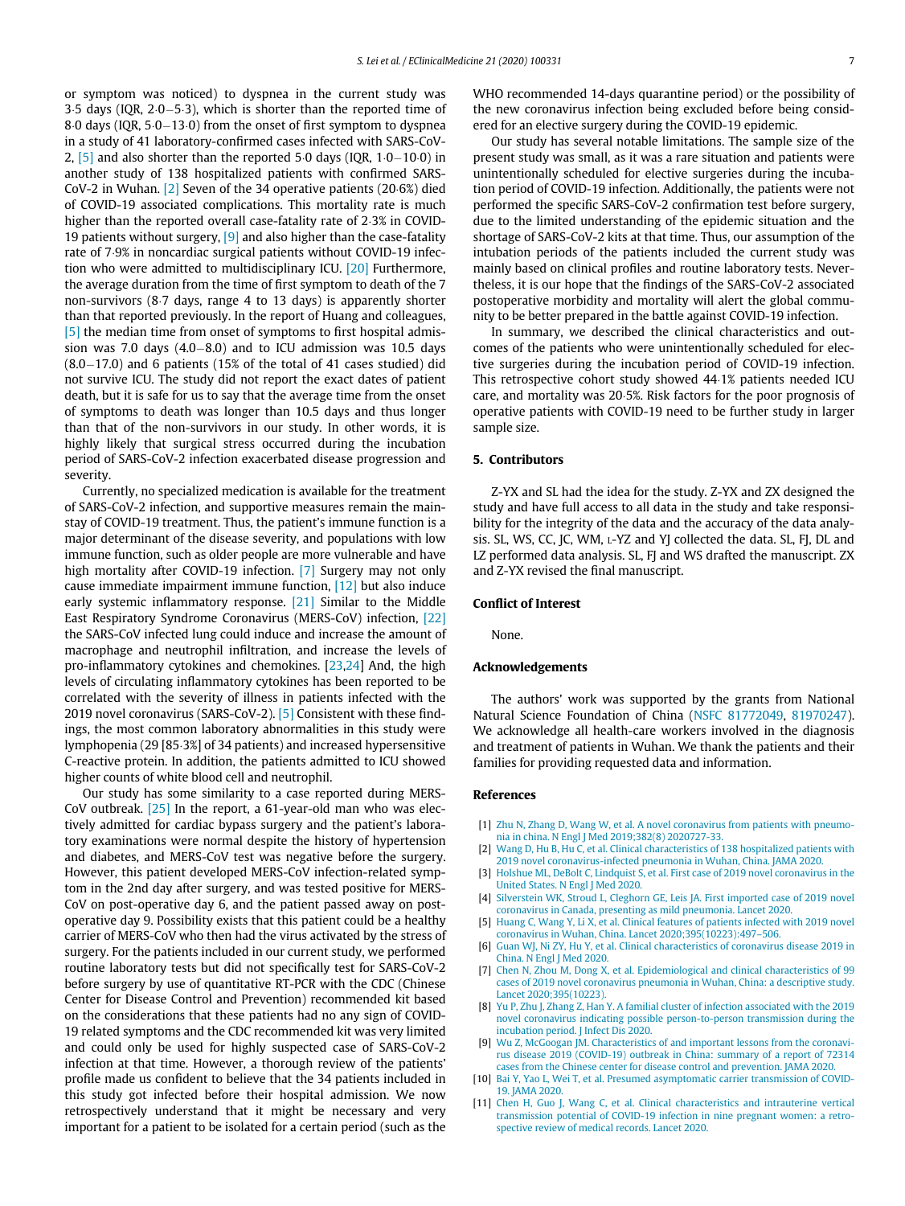or symptom was noticed) to dyspnea in the current study was 3·5 days (IQR, 2·0−5·3), which is shorter than the reported time of 8·0 days (IQR, 5·0−13·0) from the onset of first symptom to dyspnea in a study of 41 laboratory-confirmed cases infected with SARS-CoV-2, [5] and also shorter than the reported 5·0 days (IQR, 1·0−10·0) in another study of 138 hospitalized patients with confirmed SARS-CoV-2 in Wuhan. [2] Seven of the 34 operative patients (20·6%) died of COVID-19 associated complications. This mortality rate is much higher than the reported overall case-fatality rate of 2·3% in COVID-19 patients without surgery, [9] and also higher than the case-fatality rate of 7·9% in noncardiac surgical patients without COVID-19 infection who were admitted to multidisciplinary ICU. [20] Furthermore, the average duration from the time of first symptom to death of the 7 non-survivors (8·7 days, range 4 to 13 days) is apparently shorter than that reported previously. In the report of Huang and colleagues, [5] the median time from onset of symptoms to first hospital admission was 7.0 days (4.0−8.0) and to ICU admission was 10.5 days (8.0−17.0) and 6 patients (15% of the total of 41 cases studied) did not survive ICU. The study did not report the exact dates of patient death, but it is safe for us to say that the average time from the onset of symptoms to death was longer than 10.5 days and thus longer than that of the non-survivors in our study. In other words, it is highly likely that surgical stress occurred during the incubation period of SARS-CoV-2 infection exacerbated disease progression and severity.

Currently, no specialized medication is available for the treatment of SARS-CoV-2 infection, and supportive measures remain the mainstay of COVID-19 treatment. Thus, the patient's immune function is a major determinant of the disease severity, and populations with low immune function, such as older people are more vulnerable and have high mortality after COVID-19 infection. [7] Surgery may not only cause immediate impairment immune function, [12] but also induce early systemic inflammatory response. [21] Similar to the Middle East Respiratory Syndrome Coronavirus (MERS-CoV) infection, [22] the SARS-CoV infected lung could induce and increase the amount of macrophage and neutrophil infiltration, and increase the levels of pro-inflammatory cytokines and chemokines. [23,24] And, the high levels of circulating inflammatory cytokines has been reported to be correlated with the severity of illness in patients infected with the 2019 novel coronavirus (SARS-CoV-2). [5] Consistent with these findings, the most common laboratory abnormalities in this study were lymphopenia (29 [85·3%] of 34 patients) and increased hypersensitive C-reactive protein. In addition, the patients admitted to ICU showed higher counts of white blood cell and neutrophil.

Our study has some similarity to a case reported during MERS-CoV outbreak. [25] In the report, a 61-year-old man who was electively admitted for cardiac bypass surgery and the patient's laboratory examinations were normal despite the history of hypertension and diabetes, and MERS-CoV test was negative before the surgery. However, this patient developed MERS-CoV infection-related symptom in the 2nd day after surgery, and was tested positive for MERS-CoV on post-operative day 6, and the patient passed away on post-operative day 9. Possibility exists that this patient could be a healthy carrier of MERS-CoV who then had the virus activated by the stress of surgery. For the patients included in our current study, we performed routine laboratory tests but did not specifically test for SARS-CoV-2 before surgery by use of quantitative RT-PCR with the CDC (Chinese Center for Disease Control and Prevention) recommended kit based on the considerations that these patients had no any sign of COVID-19 related symptoms and the CDC recommended kit was very limited and could only be used for highly suspected case of SARS-CoV-2 infection at that time. However, a thorough review of the patients' profile made us confident to believe that the 34 patients included in this study got infected before their hospital admission. We now retrospectively understand that it might be necessary and very important for a patient to be isolated for a certain period (such as the WHO recommended 14-days quarantine period) or the possibility of the new coronavirus infection being excluded before being considered for an elective surgery during the COVID-19 epidemic.

Our study has several notable limitations. The sample size of the present study was small, as it was a rare situation and patients were unintentionally scheduled for elective surgeries during the incubation period of COVID-19 infection. Additionally, the patients were not performed the specific SARS-CoV-2 confirmation test before surgery, due to the limited understanding of the epidemic situation and the shortage of SARS-CoV-2 kits at that time. Thus, our assumption of the intubation periods of the patients included the current study was mainly based on clinical profiles and routine laboratory tests. Nevertheless, it is our hope that the findings of the SARS-CoV-2 associated postoperative morbidity and mortality will alert the global community to be better prepared in the battle against COVID-19 infection.

In summary, we described the clinical characteristics and outcomes of the patients who were unintentionally scheduled for elective surgeries during the incubation period of COVID-19 infection. This retrospective cohort study showed 44·1% patients needed ICU care, and mortality was 20·5%. Risk factors for the poor prognosis of operative patients with COVID-19 need to be further study in larger sample size.

## 5. Contributors

Z-YX and SL had the idea for the study. Z-YX and ZX designed the study and have full access to all data in the study and take responsibility for the integrity of the data and the accuracy of the data analysis. SL, WS, CC, JC, WM, L-YZ and YJ collected the data. SL, FJ, DL and LZ performed data analysis. SL, FJ and WS drafted the manuscript. ZX and Z-YX revised the final manuscript.

## Conflict of Interest

None.

## Acknowledgements

The authors' work was supported by the grants from National Natural Science Foundation of China (NSFC 81772049, 81970247). We acknowledge all health-care workers involved in the diagnosis and treatment of patients in Wuhan. We thank the patients and their families for providing requested data and information.

## References

[1] Zhu N, Zhang D, Wang W, et al. A novel coronavirus from patients with pneumonia in china. N Engl J Med 2019;382(8) 2020727-33.

[2] Wang D, Hu B, Hu C, et al. Clinical characteristics of 138 hospitalized patients with 2019 novel coronavirus-infected pneumonia in Wuhan, China. JAMA 2020.

[3] Holshue ML, DeBolt C, Lindquist S, et al. First case of 2019 novel coronavirus in the United States. N Engl J Med 2020.

[4] Silverstein WK, Stroud L, Cleghorn GE, Leis JA. First imported case of 2019 novel coronavirus in Canada, presenting as mild pneumonia. Lancet 2020.

[5] Huang C, Wang Y, Li X, et al. Clinical features of patients infected with 2019 novel coronavirus in Wuhan, China. Lancet 2020;395(10223):497–506.

[6] Guan WJ, Ni ZY, Hu Y, et al. Clinical characteristics of coronavirus disease 2019 in China. N Engl J Med 2020.

[7] Chen N, Zhou M, Dong X, et al. Epidemiological and clinical characteristics of 99 cases of 2019 novel coronavirus pneumonia in Wuhan, China: a descriptive study. Lancet 2020;395(10223).

[8] Yu P, Zhu J, Zhang Z, Han Y. A familial cluster of infection associated with the 2019 novel coronavirus indicating possible person-to-person transmission during the incubation period. J Infect Dis 2020.

[9] Wu Z, McGoogan JM. Characteristics of and important lessons from the coronavirus disease 2019 (COVID-19) outbreak in China: summary of a report of 72314 cases from the Chinese center for disease control and prevention. JAMA 2020.

[10] Bai Y, Yao L, Wei T, et al. Presumed asymptomatic carrier transmission of COVID-19. JAMA 2020.

[11] Chen H, Guo J, Wang C, et al. Clinical characteristics and intrauterine vertical transmission potential of COVID-19 infection in nine pregnant women: a retrospective review of medical records. Lancet 2020.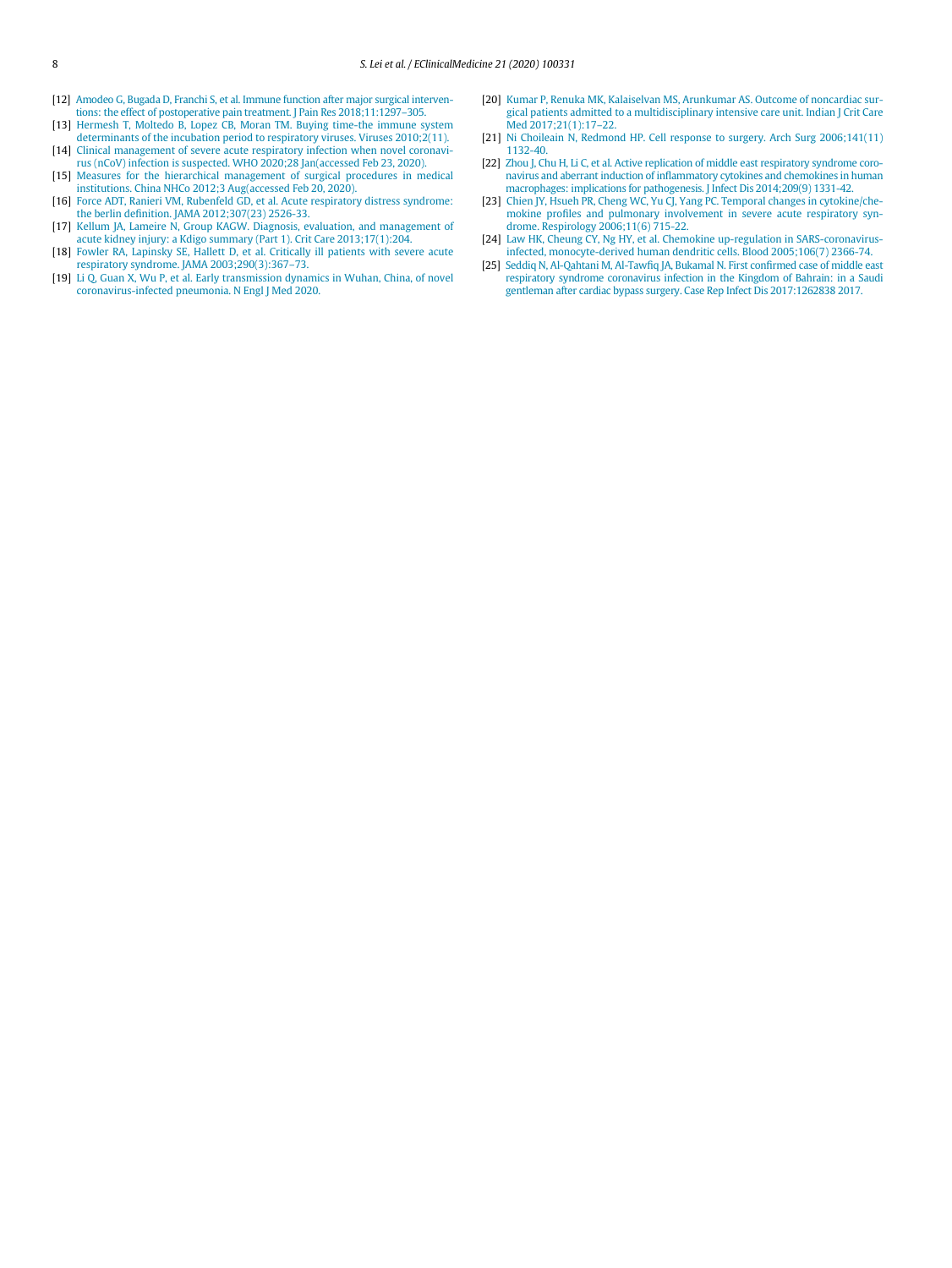[12] Amodeo G, Bugada D, Franchi S, et al. Immune function after major surgical interventions: the effect of postoperative pain treatment. J Pain Res 2018;11:1297–305.

[13] Hermesh T, Moltedo B, Lopez CB, Moran TM. Buying time-the immune system determinants of the incubation period to respiratory viruses. Viruses 2010;2(11).

[14] Clinical management of severe acute respiratory infection when novel coronavirus (nCoV) infection is suspected. WHO 2020;28 Jan(accessed Feb 23, 2020).

[15] Measures for the hierarchical management of surgical procedures in medical institutions. China NHCo 2012;3 Aug(accessed Feb 20, 2020).

[16] Force ADT, Ranieri VM, Rubenfeld GD, et al. Acute respiratory distress syndrome: the berlin definition. JAMA 2012;307(23) 2526-33.

[17] Kellum JA, Lameire N, Group KAGW. Diagnosis, evaluation, and management of acute kidney injury: a Kdigo summary (Part 1). Crit Care 2013;17(1):204.

[18] Fowler RA, Lapinsky SE, Hallett D, et al. Critically ill patients with severe acute respiratory syndrome. JAMA 2003;290(3):367–73.

[19] Li Q, Guan X, Wu P, et al. Early transmission dynamics in Wuhan, China, of novel coronavirus-infected pneumonia. N Engl J Med 2020.

[20] Kumar P, Renuka MK, Kalaiselvan MS, Arunkumar AS. Outcome of noncardiac surgical patients admitted to a multidisciplinary intensive care unit. Indian J Crit Care Med 2017;21(1):17–22.

[21] Ni Choileain N, Redmond HP. Cell response to surgery. Arch Surg 2006;141(11) 1132-40.

[22] Zhou J, Chu H, Li C, et al. Active replication of middle east respiratory syndrome coronavirus and aberrant induction of inflammatory cytokines and chemokines in human macrophages: implications for pathogenesis. J Infect Dis 2014;209(9) 1331-42.

[23] Chien JY, Hsueh PR, Cheng WC, Yu CJ, Yang PC. Temporal changes in cytokine/chemokine profiles and pulmonary involvement in severe acute respiratory syndrome. Respirology 2006;11(6) 715-22.

[24] Law HK, Cheung CY, Ng HY, et al. Chemokine up-regulation in SARS-coronavirus-infected, monocyte-derived human dendritic cells. Blood 2005;106(7) 2366-74.

[25] Seddiq N, Al-Qahtani M, Al-Tawfiq JA, Bukamal N. First confirmed case of middle east respiratory syndrome coronavirus infection in the Kingdom of Bahrain: in a Saudi gentleman after cardiac bypass surgery. Case Rep Infect Dis 2017:1262838 2017.